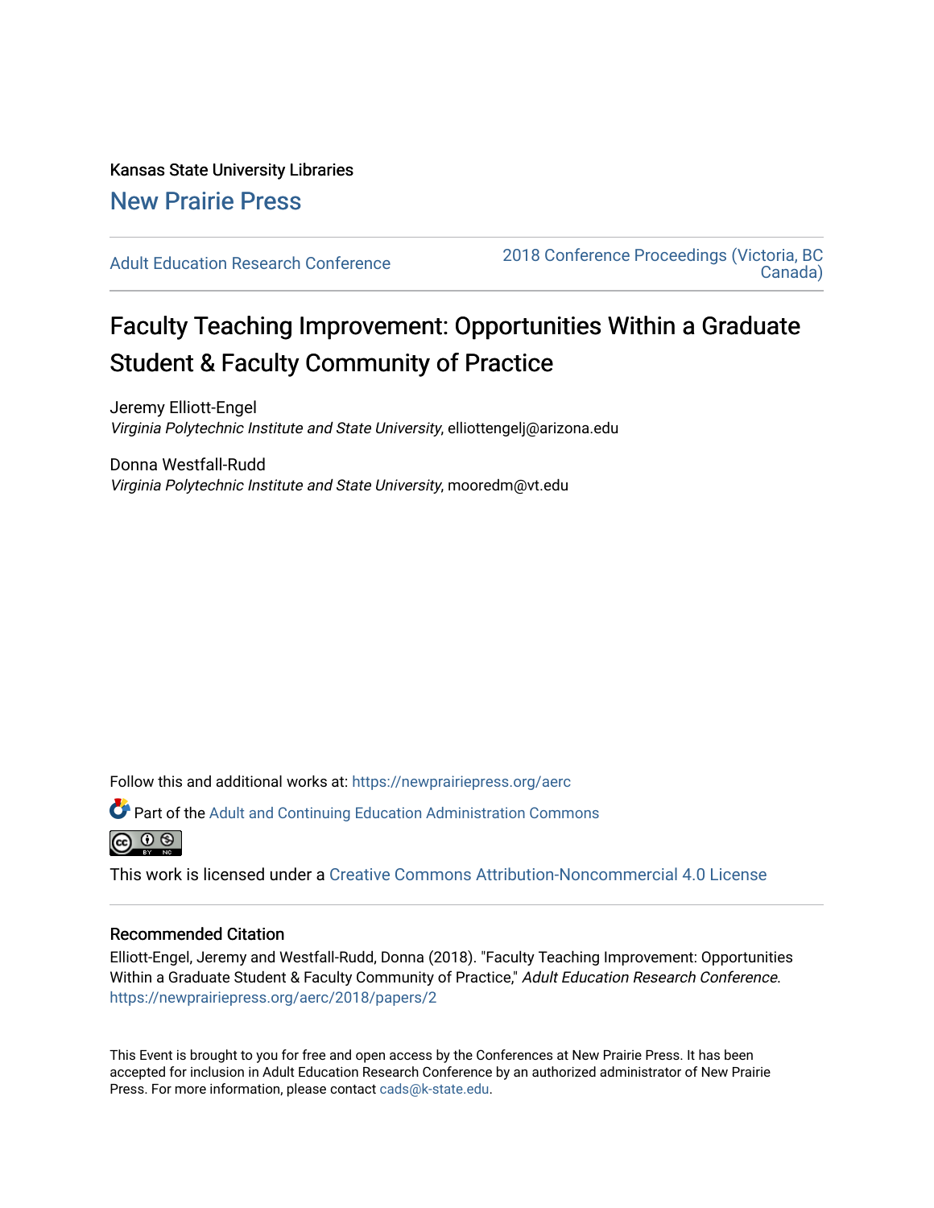Kansas State University Libraries

New Prairie Press

Adult Education Research Conference

2018 Conference Proceedings (Victoria, BC Canada)

# Faculty Teaching Improvement: Opportunities Within a Graduate Student & Faculty Community of Practice

Jeremy Elliott-Engel
*Virginia Polytechnic Institute and State University*, elliottengelj@arizona.edu

Donna Westfall-Rudd
*Virginia Polytechnic Institute and State University*, mooredm@vt.edu

Follow this and additional works at: https://newprairiepress.org/aerc

Part of the Adult and Continuing Education Administration Commons

This work is licensed under a Creative Commons Attribution-Noncommercial 4.0 License

## Recommended Citation

Elliott-Engel, Jeremy and Westfall-Rudd, Donna (2018). "Faculty Teaching Improvement: Opportunities Within a Graduate Student & Faculty Community of Practice," *Adult Education Research Conference*. https://newprairiepress.org/aerc/2018/papers/2

This Event is brought to you for free and open access by the Conferences at New Prairie Press. It has been accepted for inclusion in Adult Education Research Conference by an authorized administrator of New Prairie Press. For more information, please contact cads@k-state.edu.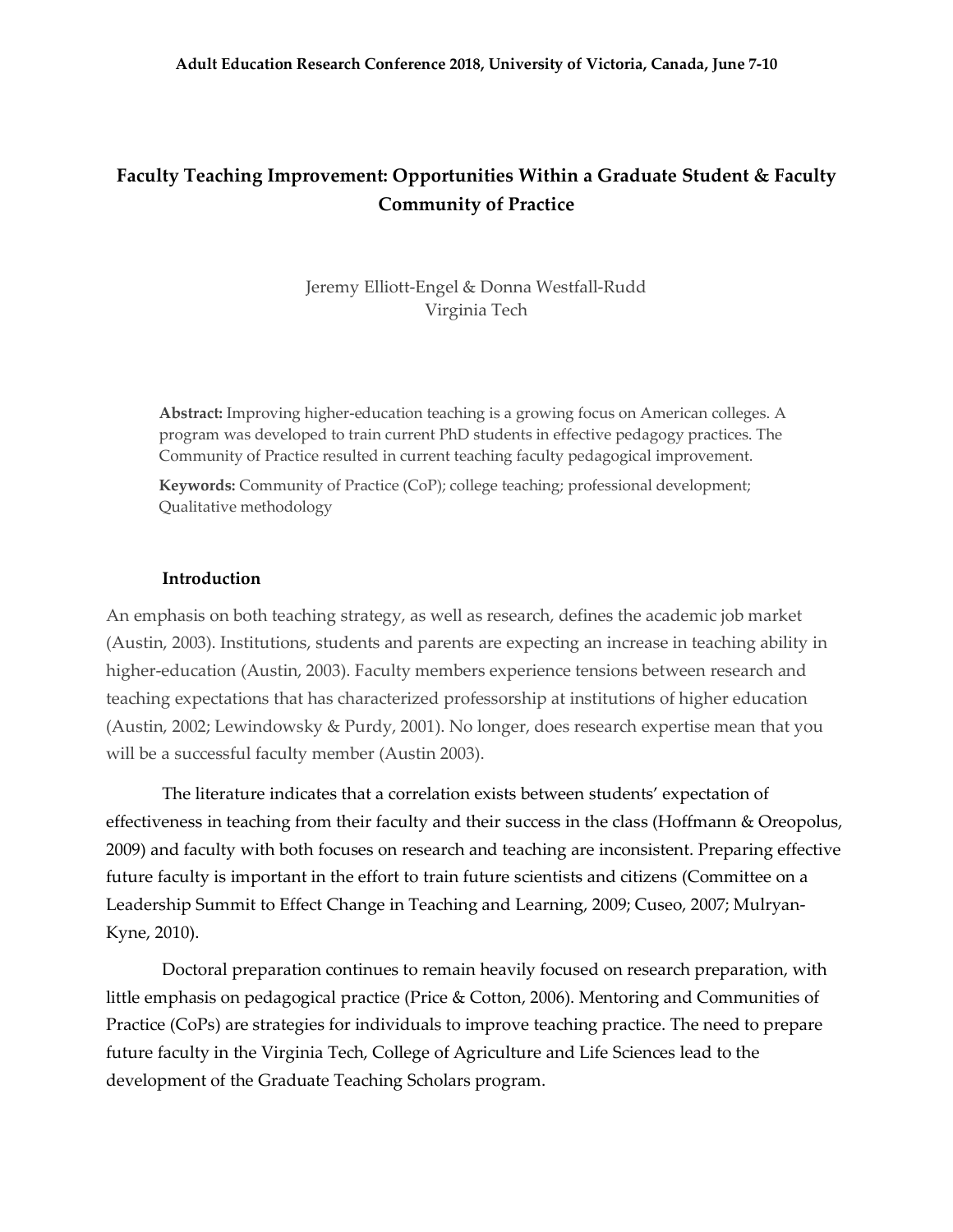# Faculty Teaching Improvement: Opportunities Within a Graduate Student & Faculty Community of Practice

Jeremy Elliott-Engel & Donna Westfall-Rudd
Virginia Tech

**Abstract:** Improving higher-education teaching is a growing focus on American colleges. A program was developed to train current PhD students in effective pedagogy practices. The Community of Practice resulted in current teaching faculty pedagogical improvement.

**Keywords:** Community of Practice (CoP); college teaching; professional development; Qualitative methodology

## Introduction

An emphasis on both teaching strategy, as well as research, defines the academic job market (Austin, 2003). Institutions, students and parents are expecting an increase in teaching ability in higher-education (Austin, 2003). Faculty members experience tensions between research and teaching expectations that has characterized professorship at institutions of higher education (Austin, 2002; Lewindowsky & Purdy, 2001). No longer, does research expertise mean that you will be a successful faculty member (Austin 2003).

The literature indicates that a correlation exists between students' expectation of effectiveness in teaching from their faculty and their success in the class (Hoffmann & Oreopolus, 2009) and faculty with both focuses on research and teaching are inconsistent. Preparing effective future faculty is important in the effort to train future scientists and citizens (Committee on a Leadership Summit to Effect Change in Teaching and Learning, 2009; Cuseo, 2007; Mulryan-Kyne, 2010).

Doctoral preparation continues to remain heavily focused on research preparation, with little emphasis on pedagogical practice (Price & Cotton, 2006). Mentoring and Communities of Practice (CoPs) are strategies for individuals to improve teaching practice. The need to prepare future faculty in the Virginia Tech, College of Agriculture and Life Sciences lead to the development of the Graduate Teaching Scholars program.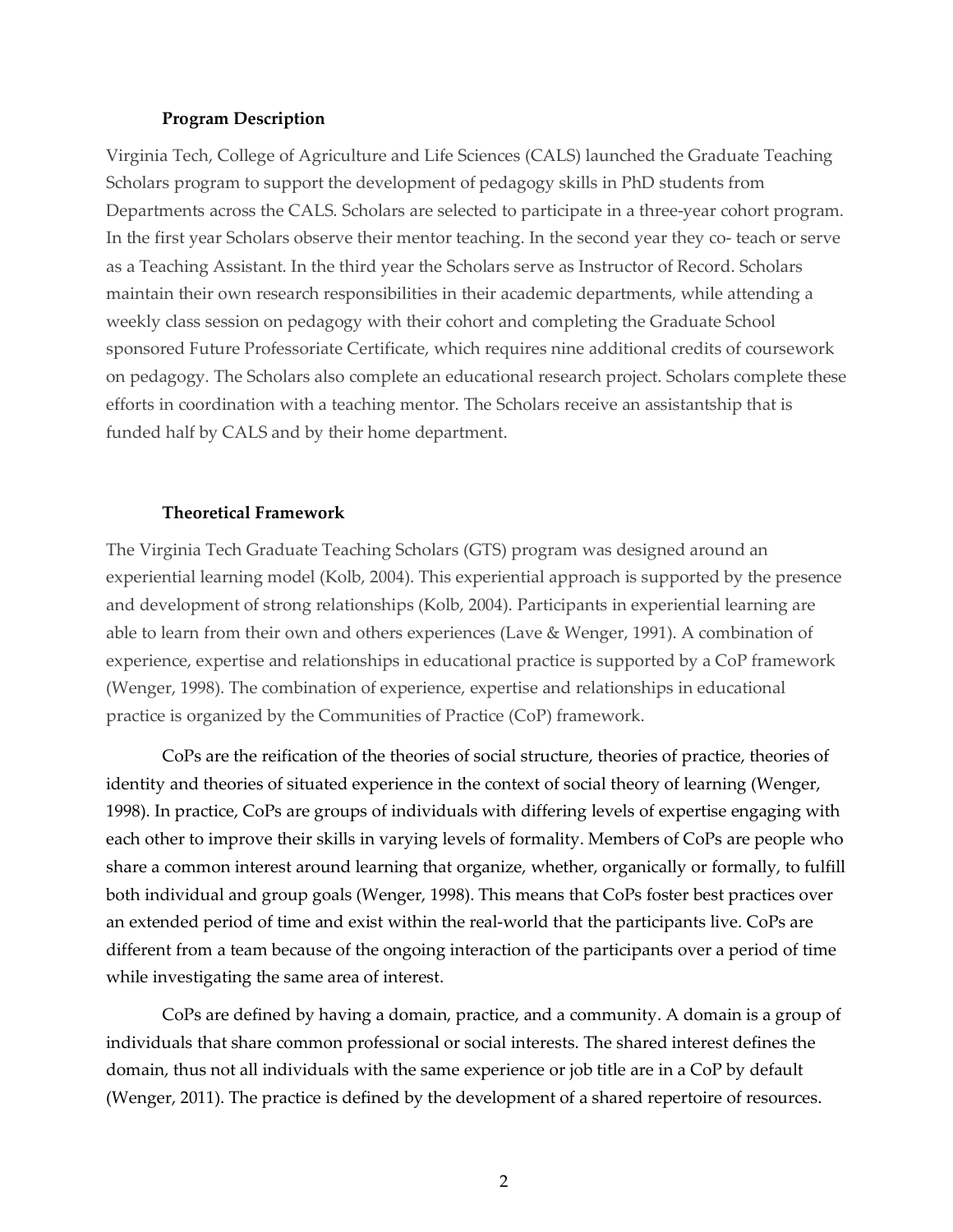### Program Description

Virginia Tech, College of Agriculture and Life Sciences (CALS) launched the Graduate Teaching Scholars program to support the development of pedagogy skills in PhD students from Departments across the CALS. Scholars are selected to participate in a three-year cohort program. In the first year Scholars observe their mentor teaching. In the second year they co- teach or serve as a Teaching Assistant. In the third year the Scholars serve as Instructor of Record. Scholars maintain their own research responsibilities in their academic departments, while attending a weekly class session on pedagogy with their cohort and completing the Graduate School sponsored Future Professoriate Certificate, which requires nine additional credits of coursework on pedagogy. The Scholars also complete an educational research project. Scholars complete these efforts in coordination with a teaching mentor. The Scholars receive an assistantship that is funded half by CALS and by their home department.

### Theoretical Framework

The Virginia Tech Graduate Teaching Scholars (GTS) program was designed around an experiential learning model (Kolb, 2004). This experiential approach is supported by the presence and development of strong relationships (Kolb, 2004). Participants in experiential learning are able to learn from their own and others experiences (Lave & Wenger, 1991). A combination of experience, expertise and relationships in educational practice is supported by a CoP framework (Wenger, 1998). The combination of experience, expertise and relationships in educational practice is organized by the Communities of Practice (CoP) framework.

CoPs are the reification of the theories of social structure, theories of practice, theories of identity and theories of situated experience in the context of social theory of learning (Wenger, 1998). In practice, CoPs are groups of individuals with differing levels of expertise engaging with each other to improve their skills in varying levels of formality. Members of CoPs are people who share a common interest around learning that organize, whether, organically or formally, to fulfill both individual and group goals (Wenger, 1998). This means that CoPs foster best practices over an extended period of time and exist within the real-world that the participants live. CoPs are different from a team because of the ongoing interaction of the participants over a period of time while investigating the same area of interest.

CoPs are defined by having a domain, practice, and a community. A domain is a group of individuals that share common professional or social interests. The shared interest defines the domain, thus not all individuals with the same experience or job title are in a CoP by default (Wenger, 2011). The practice is defined by the development of a shared repertoire of resources.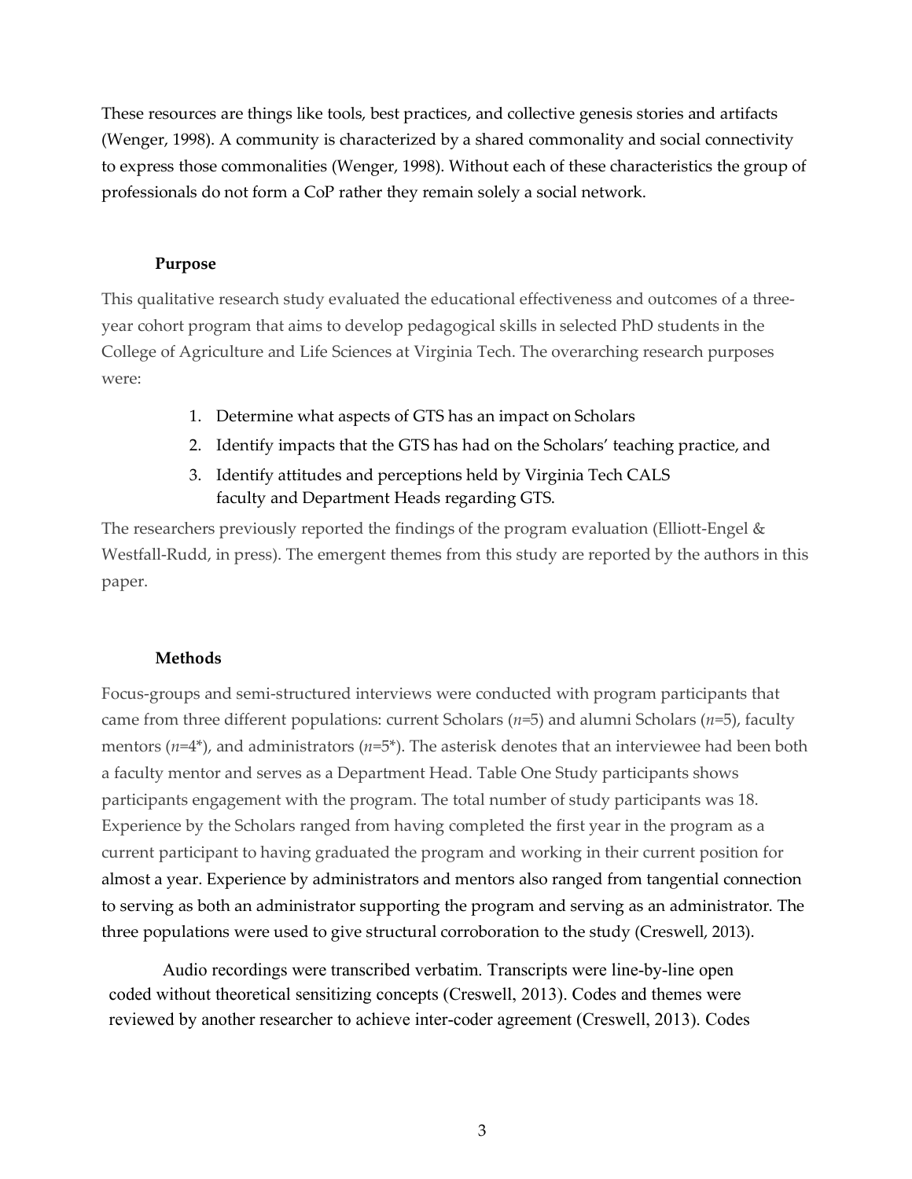These resources are things like tools, best practices, and collective genesis stories and artifacts (Wenger, 1998). A community is characterized by a shared commonality and social connectivity to express those commonalities (Wenger, 1998). Without each of these characteristics the group of professionals do not form a CoP rather they remain solely a social network.

## Purpose

This qualitative research study evaluated the educational effectiveness and outcomes of a three-year cohort program that aims to develop pedagogical skills in selected PhD students in the College of Agriculture and Life Sciences at Virginia Tech. The overarching research purposes were:

1. Determine what aspects of GTS has an impact on Scholars
2. Identify impacts that the GTS has had on the Scholars' teaching practice, and
3. Identify attitudes and perceptions held by Virginia Tech CALS faculty and Department Heads regarding GTS.

The researchers previously reported the findings of the program evaluation (Elliott-Engel & Westfall-Rudd, in press). The emergent themes from this study are reported by the authors in this paper.

## Methods

Focus-groups and semi-structured interviews were conducted with program participants that came from three different populations: current Scholars (*n*=5) and alumni Scholars (*n*=5), faculty mentors (*n*=4*), and administrators (*n*=5*). The asterisk denotes that an interviewee had been both a faculty mentor and serves as a Department Head. Table One Study participants shows participants engagement with the program. The total number of study participants was 18. Experience by the Scholars ranged from having completed the first year in the program as a current participant to having graduated the program and working in their current position for almost a year. Experience by administrators and mentors also ranged from tangential connection to serving as both an administrator supporting the program and serving as an administrator. The three populations were used to give structural corroboration to the study (Creswell, 2013).

Audio recordings were transcribed verbatim. Transcripts were line-by-line open coded without theoretical sensitizing concepts (Creswell, 2013). Codes and themes were reviewed by another researcher to achieve inter-coder agreement (Creswell, 2013). Codes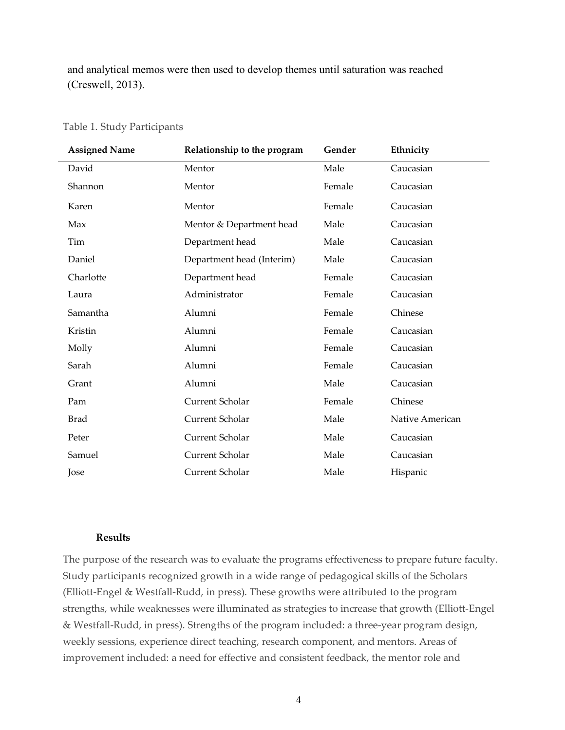and analytical memos were then used to develop themes until saturation was reached (Creswell, 2013).

Table 1. Study Participants

| Assigned Name | Relationship to the program | Gender | Ethnicity |
|---|---|---|---|
| David | Mentor | Male | Caucasian |
| Shannon | Mentor | Female | Caucasian |
| Karen | Mentor | Female | Caucasian |
| Max | Mentor & Department head | Male | Caucasian |
| Tim | Department head | Male | Caucasian |
| Daniel | Department head (Interim) | Male | Caucasian |
| Charlotte | Department head | Female | Caucasian |
| Laura | Administrator | Female | Caucasian |
| Samantha | Alumni | Female | Chinese |
| Kristin | Alumni | Female | Caucasian |
| Molly | Alumni | Female | Caucasian |
| Sarah | Alumni | Female | Caucasian |
| Grant | Alumni | Male | Caucasian |
| Pam | Current Scholar | Female | Chinese |
| Brad | Current Scholar | Male | Native American |
| Peter | Current Scholar | Male | Caucasian |
| Samuel | Current Scholar | Male | Caucasian |
| Jose | Current Scholar | Male | Hispanic |

**Results**

The purpose of the research was to evaluate the programs effectiveness to prepare future faculty. Study participants recognized growth in a wide range of pedagogical skills of the Scholars (Elliott-Engel & Westfall-Rudd, in press). These growths were attributed to the program strengths, while weaknesses were illuminated as strategies to increase that growth (Elliott-Engel & Westfall-Rudd, in press). Strengths of the program included: a three-year program design, weekly sessions, experience direct teaching, research component, and mentors. Areas of improvement included: a need for effective and consistent feedback, the mentor role and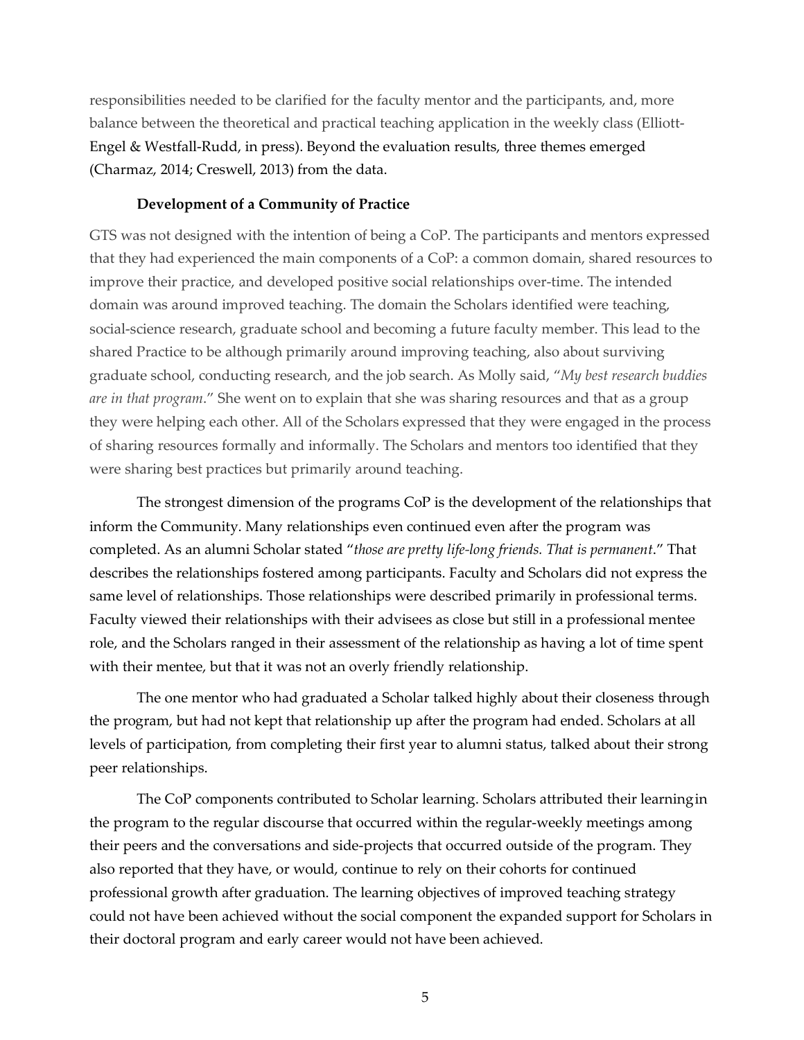responsibilities needed to be clarified for the faculty mentor and the participants, and, more balance between the theoretical and practical teaching application in the weekly class (Elliott-Engel & Westfall-Rudd, in press). Beyond the evaluation results, three themes emerged (Charmaz, 2014; Creswell, 2013) from the data.

### Development of a Community of Practice

GTS was not designed with the intention of being a CoP. The participants and mentors expressed that they had experienced the main components of a CoP: a common domain, shared resources to improve their practice, and developed positive social relationships over-time. The intended domain was around improved teaching. The domain the Scholars identified were teaching, social-science research, graduate school and becoming a future faculty member. This lead to the shared Practice to be although primarily around improving teaching, also about surviving graduate school, conducting research, and the job search. As Molly said, "*My best research buddies are in that program*." She went on to explain that she was sharing resources and that as a group they were helping each other. All of the Scholars expressed that they were engaged in the process of sharing resources formally and informally. The Scholars and mentors too identified that they were sharing best practices but primarily around teaching.

The strongest dimension of the programs CoP is the development of the relationships that inform the Community. Many relationships even continued even after the program was completed. As an alumni Scholar stated "*those are pretty life-long friends. That is permanent*." That describes the relationships fostered among participants. Faculty and Scholars did not express the same level of relationships. Those relationships were described primarily in professional terms. Faculty viewed their relationships with their advisees as close but still in a professional mentee role, and the Scholars ranged in their assessment of the relationship as having a lot of time spent with their mentee, but that it was not an overly friendly relationship.

The one mentor who had graduated a Scholar talked highly about their closeness through the program, but had not kept that relationship up after the program had ended. Scholars at all levels of participation, from completing their first year to alumni status, talked about their strong peer relationships.

The CoP components contributed to Scholar learning. Scholars attributed their learning in the program to the regular discourse that occurred within the regular-weekly meetings among their peers and the conversations and side-projects that occurred outside of the program. They also reported that they have, or would, continue to rely on their cohorts for continued professional growth after graduation. The learning objectives of improved teaching strategy could not have been achieved without the social component the expanded support for Scholars in their doctoral program and early career would not have been achieved.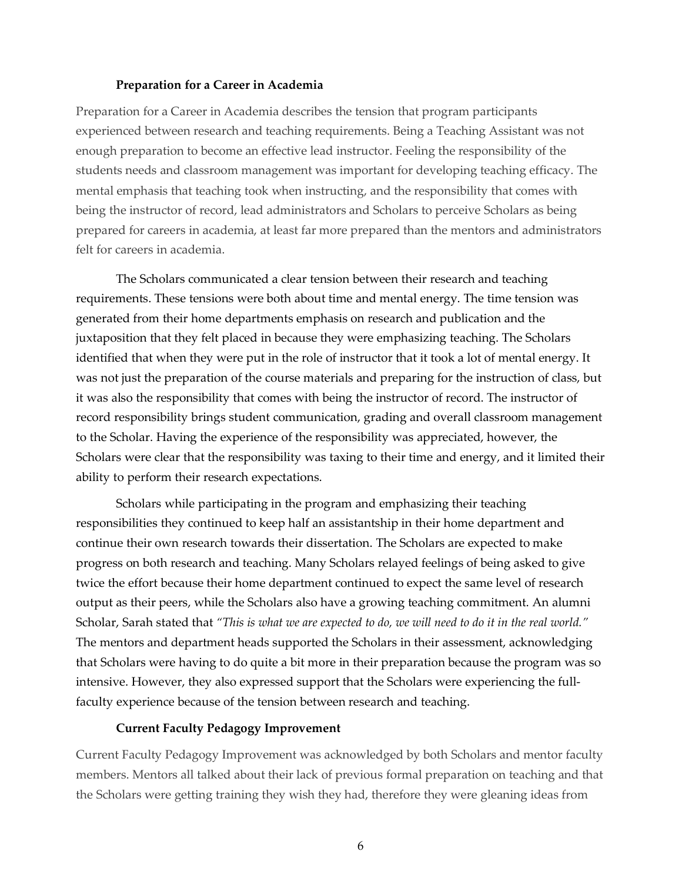### Preparation for a Career in Academia

Preparation for a Career in Academia describes the tension that program participants experienced between research and teaching requirements. Being a Teaching Assistant was not enough preparation to become an effective lead instructor. Feeling the responsibility of the students needs and classroom management was important for developing teaching efficacy. The mental emphasis that teaching took when instructing, and the responsibility that comes with being the instructor of record, lead administrators and Scholars to perceive Scholars as being prepared for careers in academia, at least far more prepared than the mentors and administrators felt for careers in academia.

The Scholars communicated a clear tension between their research and teaching requirements. These tensions were both about time and mental energy. The time tension was generated from their home departments emphasis on research and publication and the juxtaposition that they felt placed in because they were emphasizing teaching. The Scholars identified that when they were put in the role of instructor that it took a lot of mental energy. It was not just the preparation of the course materials and preparing for the instruction of class, but it was also the responsibility that comes with being the instructor of record. The instructor of record responsibility brings student communication, grading and overall classroom management to the Scholar. Having the experience of the responsibility was appreciated, however, the Scholars were clear that the responsibility was taxing to their time and energy, and it limited their ability to perform their research expectations.

Scholars while participating in the program and emphasizing their teaching responsibilities they continued to keep half an assistantship in their home department and continue their own research towards their dissertation. The Scholars are expected to make progress on both research and teaching. Many Scholars relayed feelings of being asked to give twice the effort because their home department continued to expect the same level of research output as their peers, while the Scholars also have a growing teaching commitment. An alumni Scholar, Sarah stated that *"This is what we are expected to do, we will need to do it in the real world."* The mentors and department heads supported the Scholars in their assessment, acknowledging that Scholars were having to do quite a bit more in their preparation because the program was so intensive. However, they also expressed support that the Scholars were experiencing the full-faculty experience because of the tension between research and teaching.

### Current Faculty Pedagogy Improvement

Current Faculty Pedagogy Improvement was acknowledged by both Scholars and mentor faculty members. Mentors all talked about their lack of previous formal preparation on teaching and that the Scholars were getting training they wish they had, therefore they were gleaning ideas from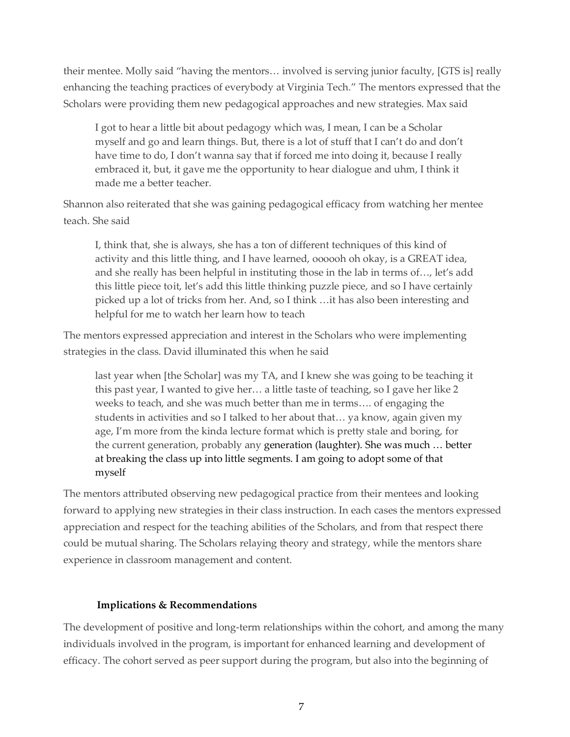their mentee. Molly said "having the mentors… involved is serving junior faculty, [GTS is] really enhancing the teaching practices of everybody at Virginia Tech." The mentors expressed that the Scholars were providing them new pedagogical approaches and new strategies. Max said

> I got to hear a little bit about pedagogy which was, I mean, I can be a Scholar myself and go and learn things. But, there is a lot of stuff that I can't do and don't have time to do, I don't wanna say that if forced me into doing it, because I really embraced it, but, it gave me the opportunity to hear dialogue and uhm, I think it made me a better teacher.

Shannon also reiterated that she was gaining pedagogical efficacy from watching her mentee teach. She said

> I, think that, she is always, she has a ton of different techniques of this kind of activity and this little thing, and I have learned, oooooh oh okay, is a GREAT idea, and she really has been helpful in instituting those in the lab in terms of…, let's add this little piece toit, let's add this little thinking puzzle piece, and so I have certainly picked up a lot of tricks from her. And, so I think …it has also been interesting and helpful for me to watch her learn how to teach

The mentors expressed appreciation and interest in the Scholars who were implementing strategies in the class. David illuminated this when he said

> last year when [the Scholar] was my TA, and I knew she was going to be teaching it this past year, I wanted to give her… a little taste of teaching, so I gave her like 2 weeks to teach, and she was much better than me in terms…. of engaging the students in activities and so I talked to her about that… ya know, again given my age, I'm more from the kinda lecture format which is pretty stale and boring, for the current generation, probably any generation (laughter). She was much … better at breaking the class up into little segments. I am going to adopt some of that myself

The mentors attributed observing new pedagogical practice from their mentees and looking forward to applying new strategies in their class instruction. In each cases the mentors expressed appreciation and respect for the teaching abilities of the Scholars, and from that respect there could be mutual sharing. The Scholars relaying theory and strategy, while the mentors share experience in classroom management and content.

### Implications & Recommendations

The development of positive and long-term relationships within the cohort, and among the many individuals involved in the program, is important for enhanced learning and development of efficacy. The cohort served as peer support during the program, but also into the beginning of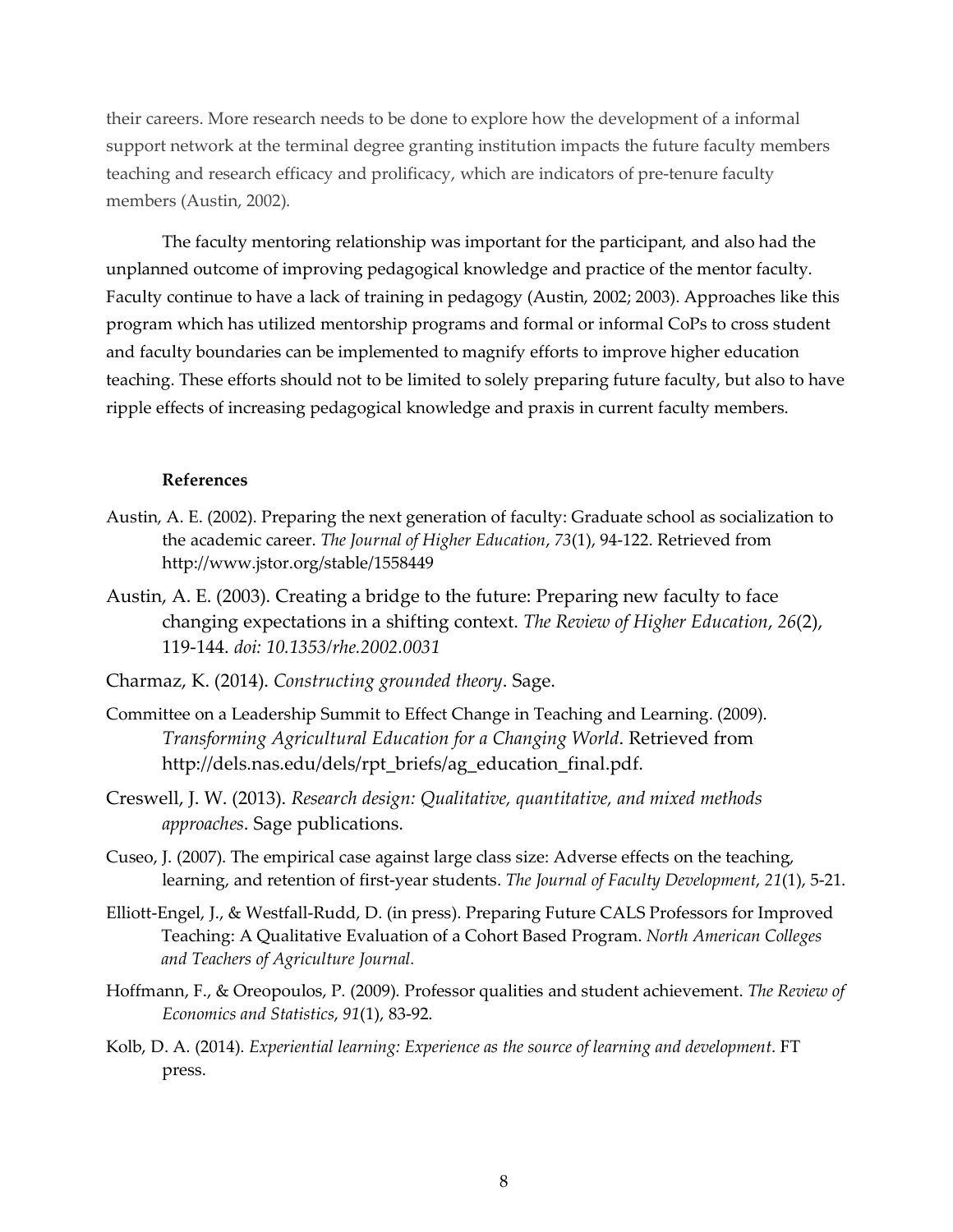their careers. More research needs to be done to explore how the development of a informal support network at the terminal degree granting institution impacts the future faculty members teaching and research efficacy and prolificacy, which are indicators of pre-tenure faculty members (Austin, 2002).

The faculty mentoring relationship was important for the participant, and also had the unplanned outcome of improving pedagogical knowledge and practice of the mentor faculty. Faculty continue to have a lack of training in pedagogy (Austin, 2002; 2003). Approaches like this program which has utilized mentorship programs and formal or informal CoPs to cross student and faculty boundaries can be implemented to magnify efforts to improve higher education teaching. These efforts should not to be limited to solely preparing future faculty, but also to have ripple effects of increasing pedagogical knowledge and praxis in current faculty members.

## References

Austin, A. E. (2002). Preparing the next generation of faculty: Graduate school as socialization to the academic career. *The Journal of Higher Education*, *73*(1), 94-122. Retrieved from http://www.jstor.org/stable/1558449

Austin, A. E. (2003). Creating a bridge to the future: Preparing new faculty to face changing expectations in a shifting context. *The Review of Higher Education*, *26*(2), 119-144. *doi: 10.1353/rhe.2002.0031*

Charmaz, K. (2014). *Constructing grounded theory*. Sage.

Committee on a Leadership Summit to Effect Change in Teaching and Learning. (2009). *Transforming Agricultural Education for a Changing World*. Retrieved from http://dels.nas.edu/dels/rpt_briefs/ag_education_final.pdf.

Creswell, J. W. (2013). *Research design: Qualitative, quantitative, and mixed methods approaches*. Sage publications.

Cuseo, J. (2007). The empirical case against large class size: Adverse effects on the teaching, learning, and retention of first-year students. *The Journal of Faculty Development*, *21*(1), 5-21.

Elliott-Engel, J., & Westfall-Rudd, D. (in press). Preparing Future CALS Professors for Improved Teaching: A Qualitative Evaluation of a Cohort Based Program. *North American Colleges and Teachers of Agriculture Journal.*

Hoffmann, F., & Oreopoulos, P. (2009). Professor qualities and student achievement. *The Review of Economics and Statistics*, *91*(1), 83-92.

Kolb, D. A. (2014). *Experiential learning: Experience as the source of learning and development*. FT press.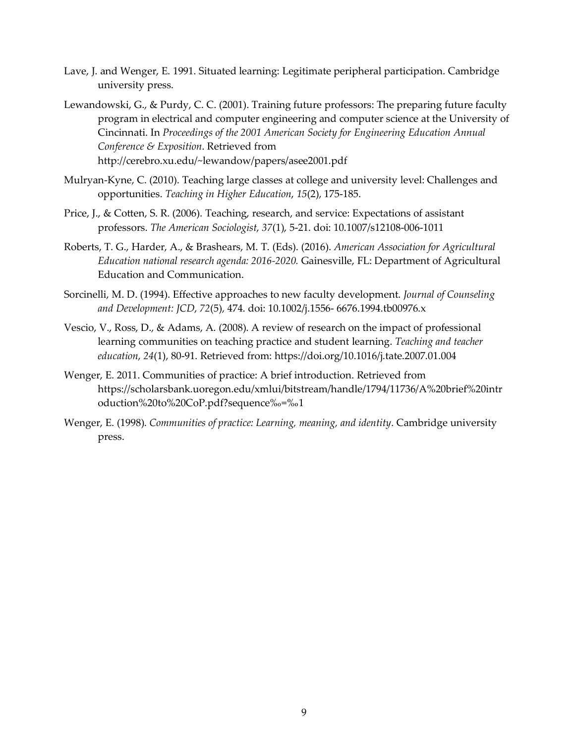Lave, J. and Wenger, E. 1991. Situated learning: Legitimate peripheral participation. Cambridge university press.

Lewandowski, G., & Purdy, C. C. (2001). Training future professors: The preparing future faculty program in electrical and computer engineering and computer science at the University of Cincinnati. In *Proceedings of the 2001 American Society for Engineering Education Annual Conference & Exposition*. Retrieved from http://cerebro.xu.edu/~lewandow/papers/asee2001.pdf

Mulryan-Kyne, C. (2010). Teaching large classes at college and university level: Challenges and opportunities. *Teaching in Higher Education*, *15*(2), 175-185.

Price, J., & Cotten, S. R. (2006). Teaching, research, and service: Expectations of assistant professors. *The American Sociologist*, *37*(1), 5-21. doi: 10.1007/s12108-006-1011

Roberts, T. G., Harder, A., & Brashears, M. T. (Eds). (2016). *American Association for Agricultural Education national research agenda: 2016-2020.* Gainesville, FL: Department of Agricultural Education and Communication.

Sorcinelli, M. D. (1994). Effective approaches to new faculty development. *Journal of Counseling and Development: JCD*, *72*(5), 474. doi: 10.1002/j.1556- 6676.1994.tb00976.x

Vescio, V., Ross, D., & Adams, A. (2008). A review of research on the impact of professional learning communities on teaching practice and student learning. *Teaching and teacher education*, *24*(1), 80-91. Retrieved from: https://doi.org/10.1016/j.tate.2007.01.004

Wenger, E. 2011. Communities of practice: A brief introduction. Retrieved from https://scholarsbank.uoregon.edu/xmlui/bitstream/handle/1794/11736/A%20brief%20introduction%20to%20CoP.pdf?sequence‰=‰1

Wenger, E. (1998). *Communities of practice: Learning, meaning, and identity*. Cambridge university press.